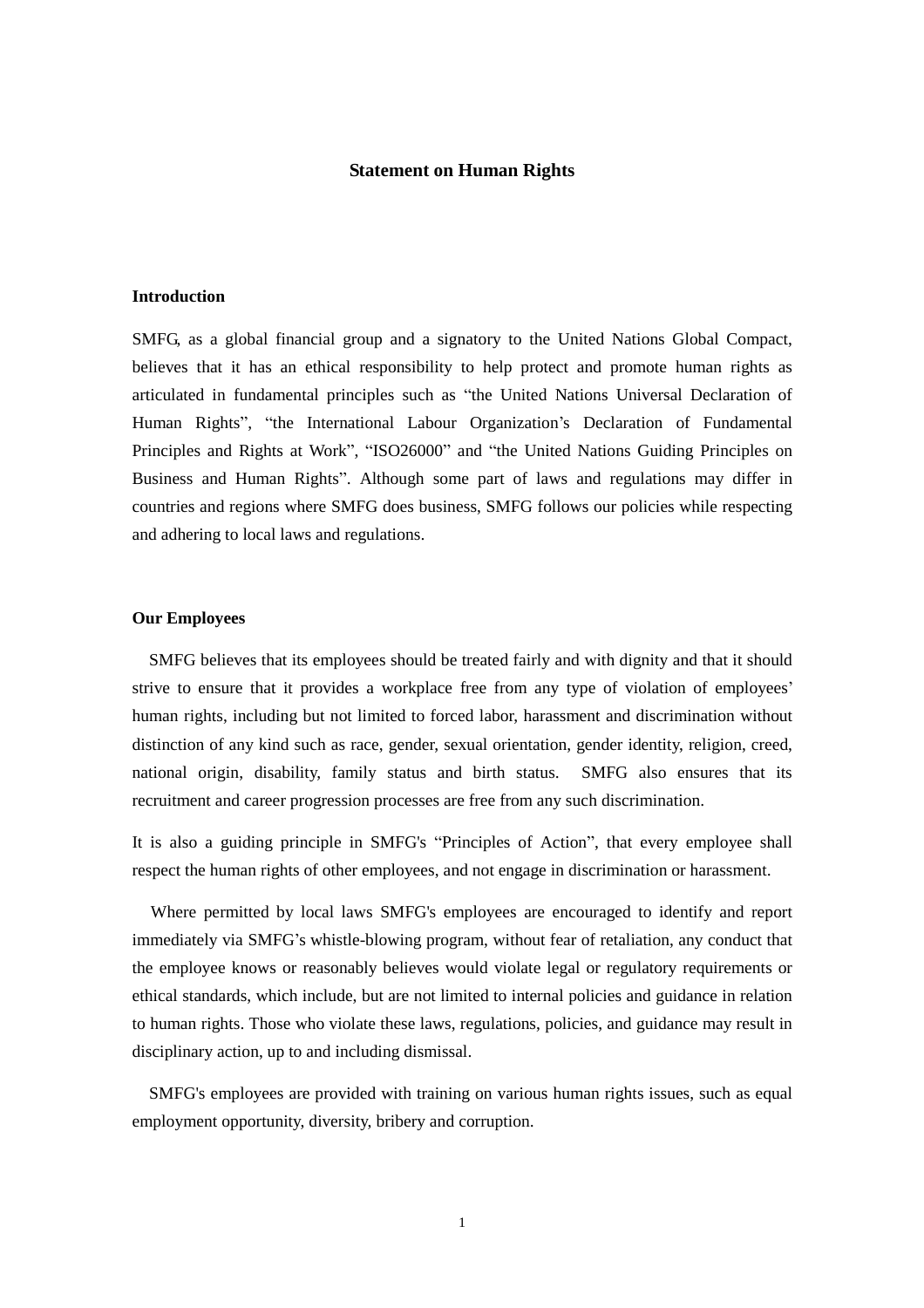# Statement on Human Rights

## Introduction

SMFG, as a global financial group and a signatory to the United Nations Global Compact, believes that it has an ethical responsibility to help protect and promote human rights as articulated in fundamental principles such as "the United Nations Universal Declaration of Human Rights", "the International Labour Organization's Declaration of Fundamental Principles and Rights at Work", "ISO26000" and "the United Nations Guiding Principles on Business and Human Rights". Although some part of laws and regulations may differ in countries and regions where SMFG does business, SMFG follows our policies while respecting and adhering to local laws and regulations.

## Our Employees

SMFG believes that its employees should be treated fairly and with dignity and that it should strive to ensure that it provides a workplace free from any type of violation of employees' human rights, including but not limited to forced labor, harassment and discrimination without distinction of any kind such as race, gender, sexual orientation, gender identity, religion, creed, national origin, disability, family status and birth status. SMFG also ensures that its recruitment and career progression processes are free from any such discrimination.

It is also a guiding principle in SMFG's "Principles of Action", that every employee shall respect the human rights of other employees, and not engage in discrimination or harassment.

Where permitted by local laws SMFG's employees are encouraged to identify and report immediately via SMFG's whistle-blowing program, without fear of retaliation, any conduct that the employee knows or reasonably believes would violate legal or regulatory requirements or ethical standards, which include, but are not limited to internal policies and guidance in relation to human rights. Those who violate these laws, regulations, policies, and guidance may result in disciplinary action, up to and including dismissal.

SMFG's employees are provided with training on various human rights issues, such as equal employment opportunity, diversity, bribery and corruption.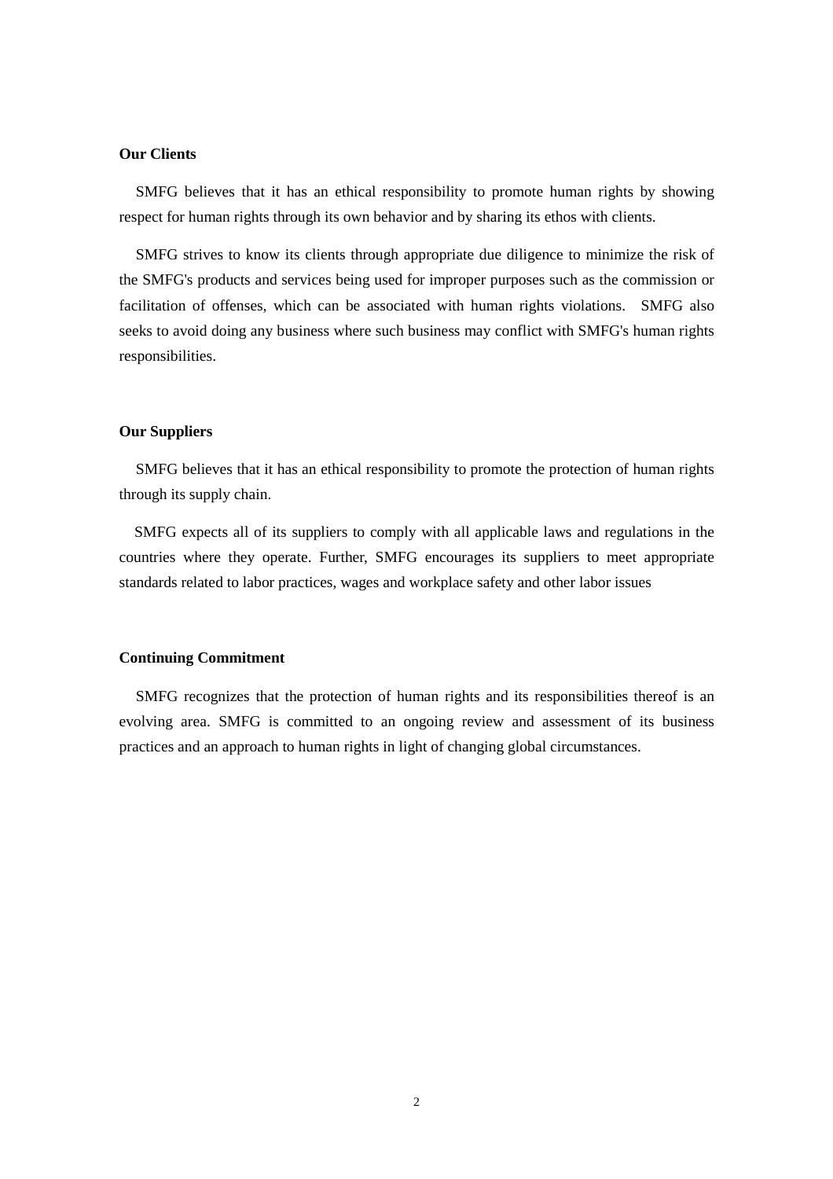**Our Clients**

SMFG believes that it has an ethical responsibility to promote human rights by showing respect for human rights through its own behavior and by sharing its ethos with clients.

SMFG strives to know its clients through appropriate due diligence to minimize the risk of the SMFG's products and services being used for improper purposes such as the commission or facilitation of offenses, which can be associated with human rights violations. SMFG also seeks to avoid doing any business where such business may conflict with SMFG's human rights responsibilities.

**Our Suppliers**

SMFG believes that it has an ethical responsibility to promote the protection of human rights through its supply chain.

SMFG expects all of its suppliers to comply with all applicable laws and regulations in the countries where they operate. Further, SMFG encourages its suppliers to meet appropriate standards related to labor practices, wages and workplace safety and other labor issues

**Continuing Commitment**

SMFG recognizes that the protection of human rights and its responsibilities thereof is an evolving area. SMFG is committed to an ongoing review and assessment of its business practices and an approach to human rights in light of changing global circumstances.